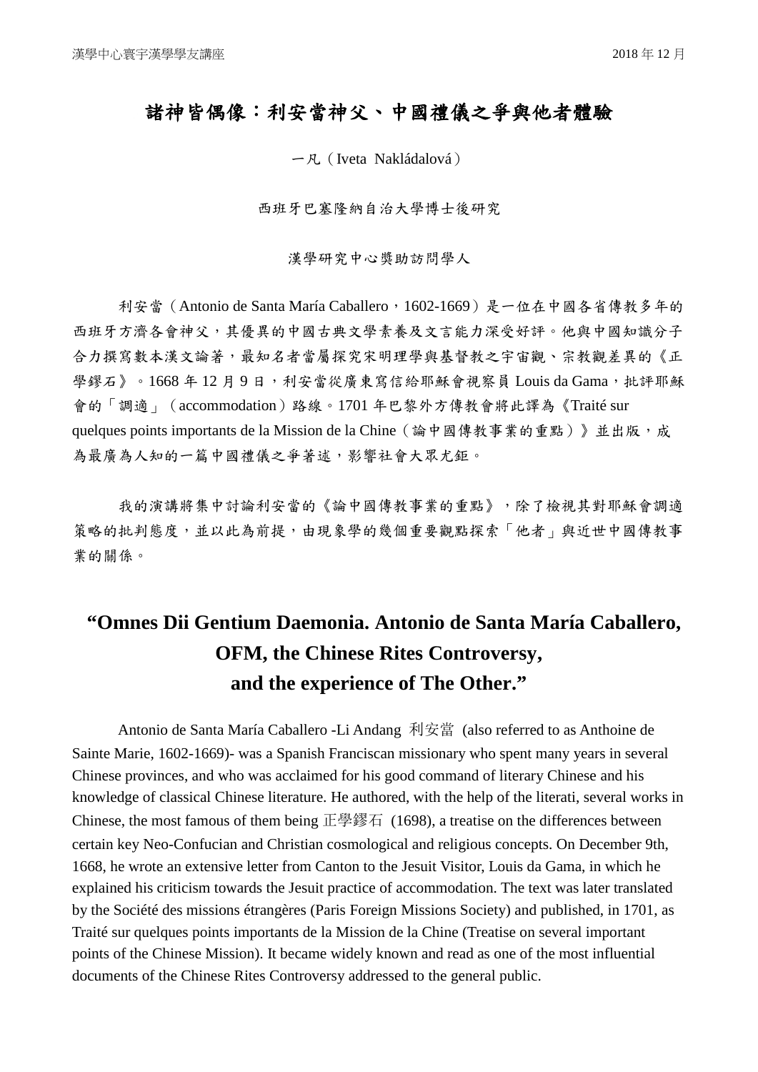# 諸神皆偶像：利安當神父、中國禮儀之爭與他者體驗

一凡（Iveta Nakládalová）

西班牙巴塞隆納自治大學博士後研究

漢學研究中心獎助訪問學人

利安當（Antonio de Santa María Caballero，1602-1669）是一位在中國各省傳教多年的西班牙方濟各會神父，其優異的中國古典文學素養及文言能力深受好評。他與中國知識分子合力撰寫數本漢文論著，最知名者當屬探究宋明理學與基督教之宇宙觀、宗教觀差異的《正學鏐石》。1668 年 12 月 9 日，利安當從廣東寫信給耶穌會視察員 Louis da Gama，批評耶穌會的「調適」（accommodation）路線。1701 年巴黎外方傳教會將此譯為《Traité sur quelques points importants de la Mission de la Chine（論中國傳教事業的重點）》並出版，成為最廣為人知的一篇中國禮儀之爭著述，影響社會大眾尤鉅。

我的演講將集中討論利安當的《論中國傳教事業的重點》，除了檢視其對耶穌會調適策略的批判態度，並以此為前提，由現象學的幾個重要觀點探索「他者」與近世中國傳教事業的關係。

## "Omnes Dii Gentium Daemonia. Antonio de Santa María Caballero, OFM, the Chinese Rites Controversy, and the experience of The Other."

Antonio de Santa María Caballero -Li Andang 利安當 (also referred to as Anthoine de Sainte Marie, 1602-1669)- was a Spanish Franciscan missionary who spent many years in several Chinese provinces, and who was acclaimed for his good command of literary Chinese and his knowledge of classical Chinese literature. He authored, with the help of the literati, several works in Chinese, the most famous of them being 正學鏐石 (1698), a treatise on the differences between certain key Neo-Confucian and Christian cosmological and religious concepts. On December 9th, 1668, he wrote an extensive letter from Canton to the Jesuit Visitor, Louis da Gama, in which he explained his criticism towards the Jesuit practice of accommodation. The text was later translated by the Société des missions étrangères (Paris Foreign Missions Society) and published, in 1701, as Traité sur quelques points importants de la Mission de la Chine (Treatise on several important points of the Chinese Mission). It became widely known and read as one of the most influential documents of the Chinese Rites Controversy addressed to the general public.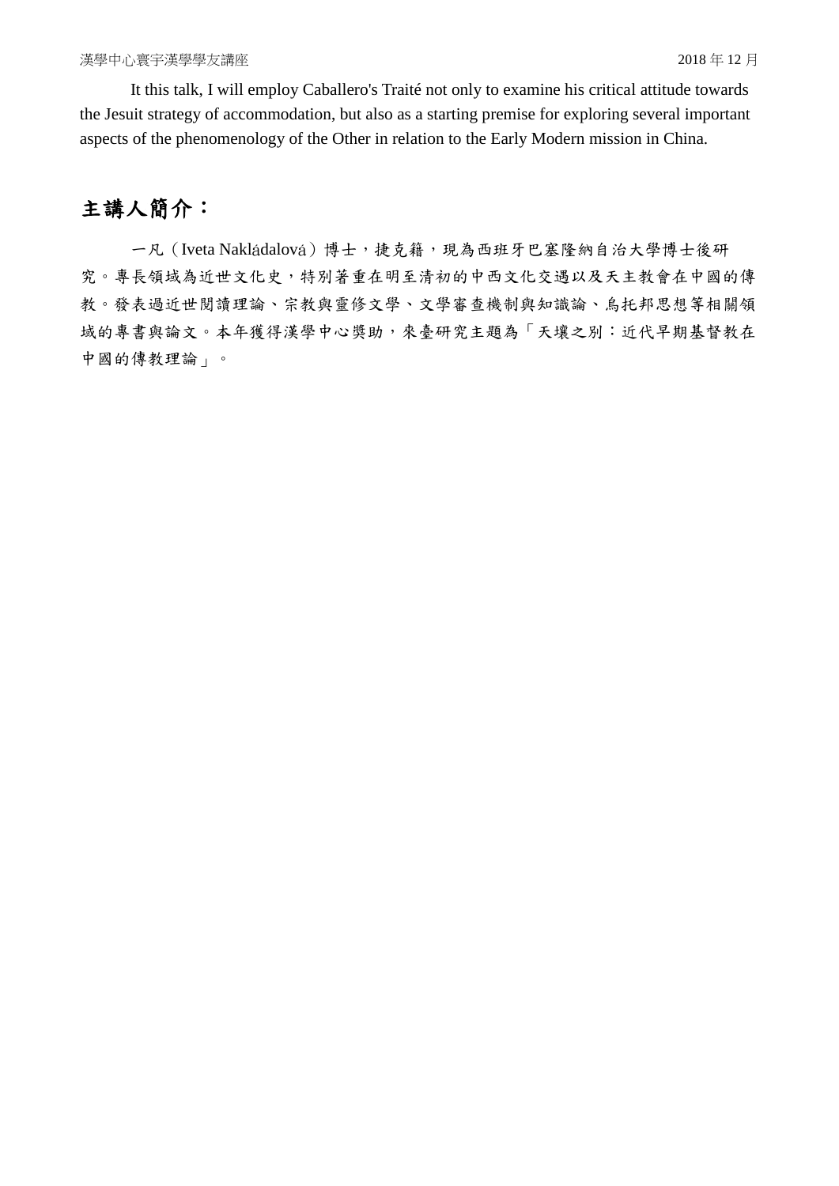It this talk, I will employ Caballero's Traité not only to examine his critical attitude towards the Jesuit strategy of accommodation, but also as a starting premise for exploring several important aspects of the phenomenology of the Other in relation to the Early Modern mission in China.

## 主講人簡介：

一凡（Iveta Nakládalová）博士，捷克籍，現為西班牙巴塞隆納自治大學博士後研究。專長領域為近世文化史，特別著重在明至清初的中西文化交遇以及天主教會在中國的傳教。發表過近世閱讀理論、宗教與靈修文學、文學審查機制與知識論、烏托邦思想等相關領域的專書與論文。本年獲得漢學中心獎助，來臺研究主題為「天壤之別：近代早期基督教在中國的傳教理論」。